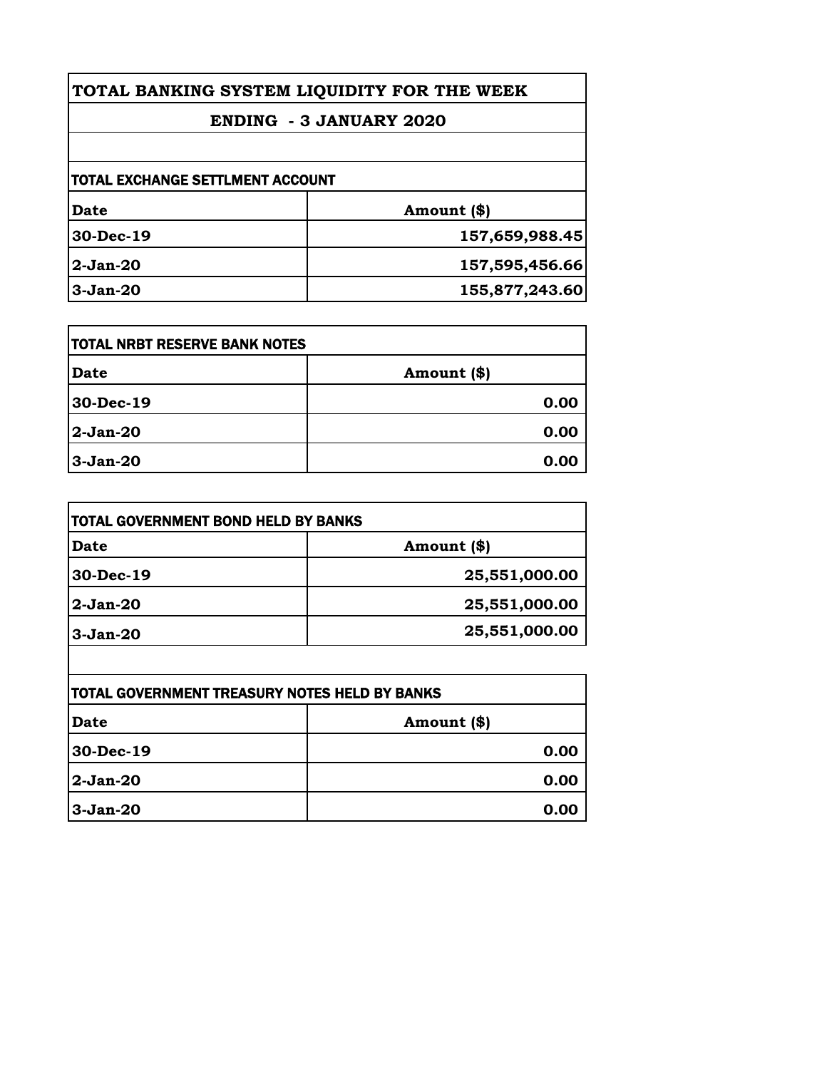# TOTAL BANKING SYSTEM LIQUIDITY FOR THE WEEK

## ENDING - 3 JANUARY 2020

### TOTAL EXCHANGE SETTLMENT ACCOUNT

| Date | Amount ($) |
|---|---|
| 30-Dec-19 | 157,659,988.45 |
| 2-Jan-20 | 157,595,456.66 |
| 3-Jan-20 | 155,877,243.60 |

### TOTAL NRBT RESERVE BANK NOTES

| Date | Amount ($) |
|---|---|
| 30-Dec-19 | 0.00 |
| 2-Jan-20 | 0.00 |
| 3-Jan-20 | 0.00 |

### TOTAL GOVERNMENT BOND HELD BY BANKS

| Date | Amount ($) |
|---|---|
| 30-Dec-19 | 25,551,000.00 |
| 2-Jan-20 | 25,551,000.00 |
| 3-Jan-20 | 25,551,000.00 |

### TOTAL GOVERNMENT TREASURY NOTES HELD BY BANKS

| Date | Amount ($) |
|---|---|
| 30-Dec-19 | 0.00 |
| 2-Jan-20 | 0.00 |
| 3-Jan-20 | 0.00 |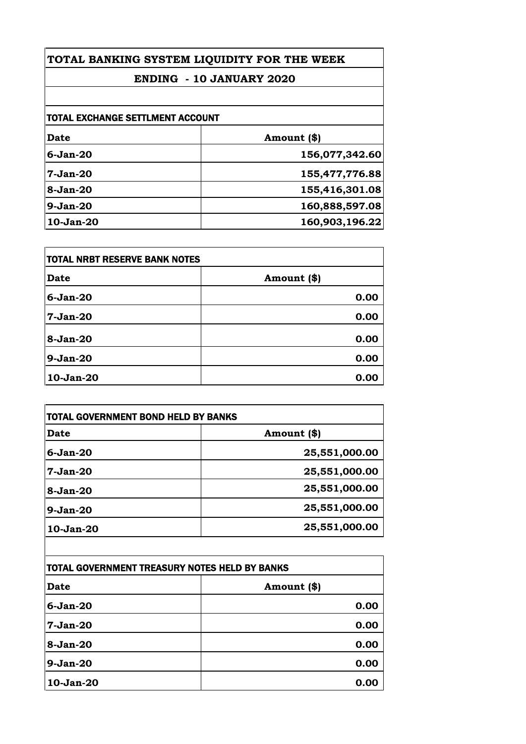# TOTAL BANKING SYSTEM LIQUIDITY FOR THE WEEK

## ENDING - 10 JANUARY 2020

### TOTAL EXCHANGE SETTLMENT ACCOUNT

| Date | Amount ($) |
|---|---|
| 6-Jan-20 | 156,077,342.60 |
| 7-Jan-20 | 155,477,776.88 |
| 8-Jan-20 | 155,416,301.08 |
| 9-Jan-20 | 160,888,597.08 |
| 10-Jan-20 | 160,903,196.22 |

### TOTAL NRBT RESERVE BANK NOTES

| Date | Amount ($) |
|---|---|
| 6-Jan-20 | 0.00 |
| 7-Jan-20 | 0.00 |
| 8-Jan-20 | 0.00 |
| 9-Jan-20 | 0.00 |
| 10-Jan-20 | 0.00 |

### TOTAL GOVERNMENT BOND HELD BY BANKS

| Date | Amount ($) |
|---|---|
| 6-Jan-20 | 25,551,000.00 |
| 7-Jan-20 | 25,551,000.00 |
| 8-Jan-20 | 25,551,000.00 |
| 9-Jan-20 | 25,551,000.00 |
| 10-Jan-20 | 25,551,000.00 |

### TOTAL GOVERNMENT TREASURY NOTES HELD BY BANKS

| Date | Amount ($) |
|---|---|
| 6-Jan-20 | 0.00 |
| 7-Jan-20 | 0.00 |
| 8-Jan-20 | 0.00 |
| 9-Jan-20 | 0.00 |
| 10-Jan-20 | 0.00 |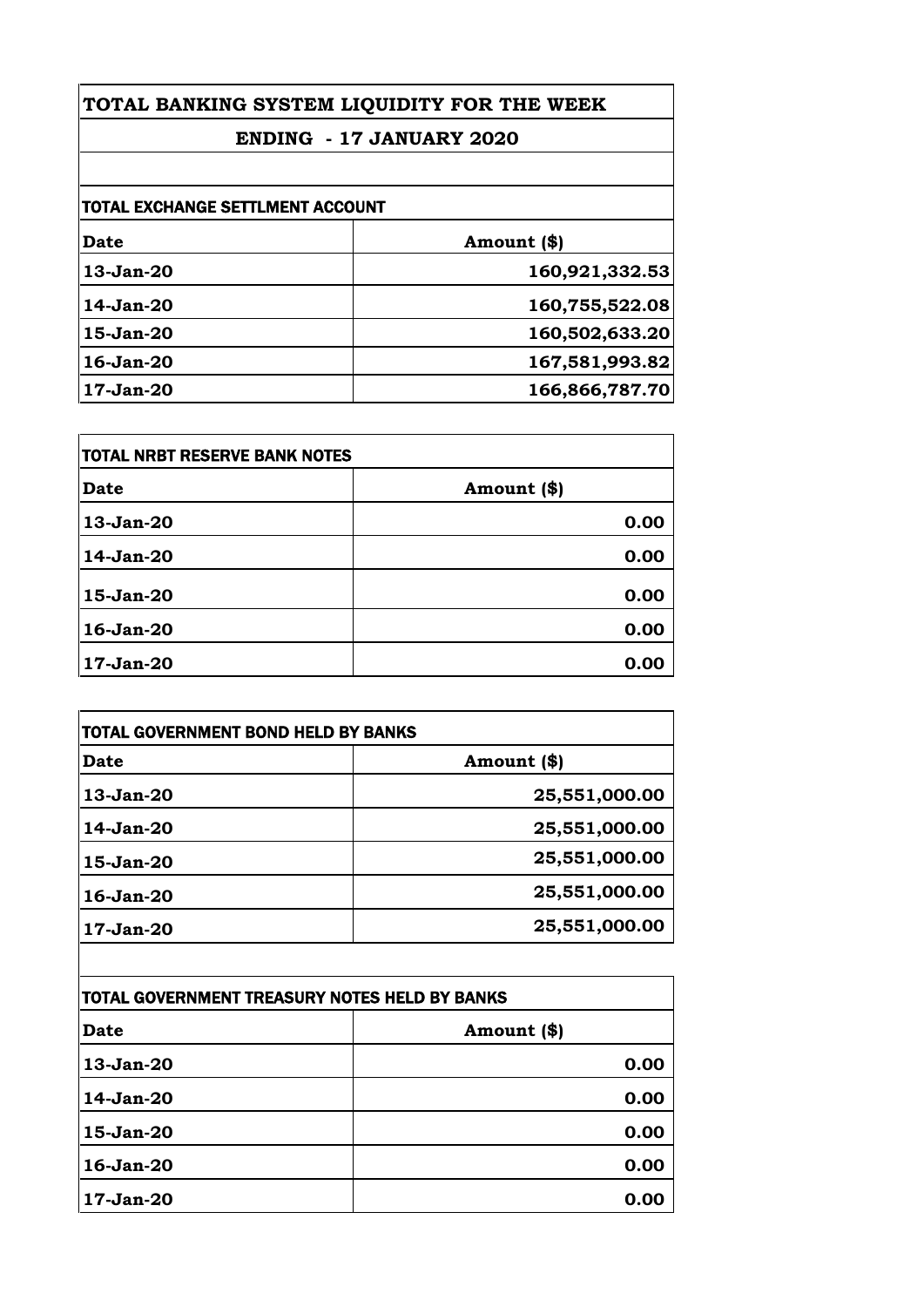# TOTAL BANKING SYSTEM LIQUIDITY FOR THE WEEK

## ENDING - 17 JANUARY 2020

### TOTAL EXCHANGE SETTLMENT ACCOUNT

| Date | Amount ($) |
|---|---|
| 13-Jan-20 | 160,921,332.53 |
| 14-Jan-20 | 160,755,522.08 |
| 15-Jan-20 | 160,502,633.20 |
| 16-Jan-20 | 167,581,993.82 |
| 17-Jan-20 | 166,866,787.70 |

### TOTAL NRBT RESERVE BANK NOTES

| Date | Amount ($) |
|---|---|
| 13-Jan-20 | 0.00 |
| 14-Jan-20 | 0.00 |
| 15-Jan-20 | 0.00 |
| 16-Jan-20 | 0.00 |
| 17-Jan-20 | 0.00 |

### TOTAL GOVERNMENT BOND HELD BY BANKS

| Date | Amount ($) |
|---|---|
| 13-Jan-20 | 25,551,000.00 |
| 14-Jan-20 | 25,551,000.00 |
| 15-Jan-20 | 25,551,000.00 |
| 16-Jan-20 | 25,551,000.00 |
| 17-Jan-20 | 25,551,000.00 |

### TOTAL GOVERNMENT TREASURY NOTES HELD BY BANKS

| Date | Amount ($) |
|---|---|
| 13-Jan-20 | 0.00 |
| 14-Jan-20 | 0.00 |
| 15-Jan-20 | 0.00 |
| 16-Jan-20 | 0.00 |
| 17-Jan-20 | 0.00 |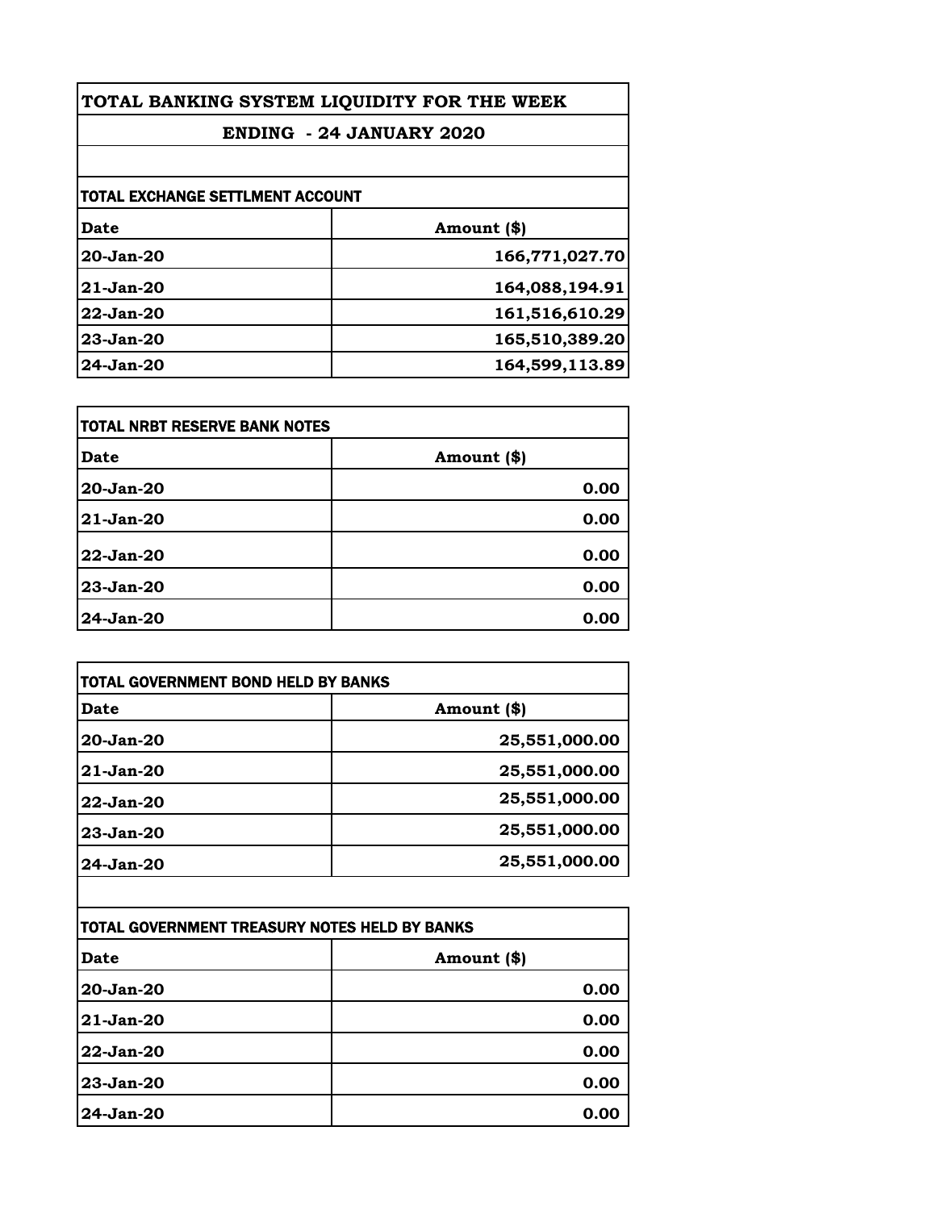# TOTAL BANKING SYSTEM LIQUIDITY FOR THE WEEK

## ENDING - 24 JANUARY 2020

| TOTAL EXCHANGE SETTLMENT ACCOUNT | |
|---|---|
| **Date** | **Amount ($)** |
| **20-Jan-20** | **166,771,027.70** |
| **21-Jan-20** | **164,088,194.91** |
| **22-Jan-20** | **161,516,610.29** |
| **23-Jan-20** | **165,510,389.20** |
| **24-Jan-20** | **164,599,113.89** |

| TOTAL NRBT RESERVE BANK NOTES | |
|---|---|
| **Date** | **Amount ($)** |
| **20-Jan-20** | **0.00** |
| **21-Jan-20** | **0.00** |
| **22-Jan-20** | **0.00** |
| **23-Jan-20** | **0.00** |
| **24-Jan-20** | **0.00** |

| TOTAL GOVERNMENT BOND HELD BY BANKS | |
|---|---|
| **Date** | **Amount ($)** |
| **20-Jan-20** | **25,551,000.00** |
| **21-Jan-20** | **25,551,000.00** |
| **22-Jan-20** | **25,551,000.00** |
| **23-Jan-20** | **25,551,000.00** |
| **24-Jan-20** | **25,551,000.00** |

| TOTAL GOVERNMENT TREASURY NOTES HELD BY BANKS | |
|---|---|
| **Date** | **Amount ($)** |
| **20-Jan-20** | **0.00** |
| **21-Jan-20** | **0.00** |
| **22-Jan-20** | **0.00** |
| **23-Jan-20** | **0.00** |
| **24-Jan-20** | **0.00** |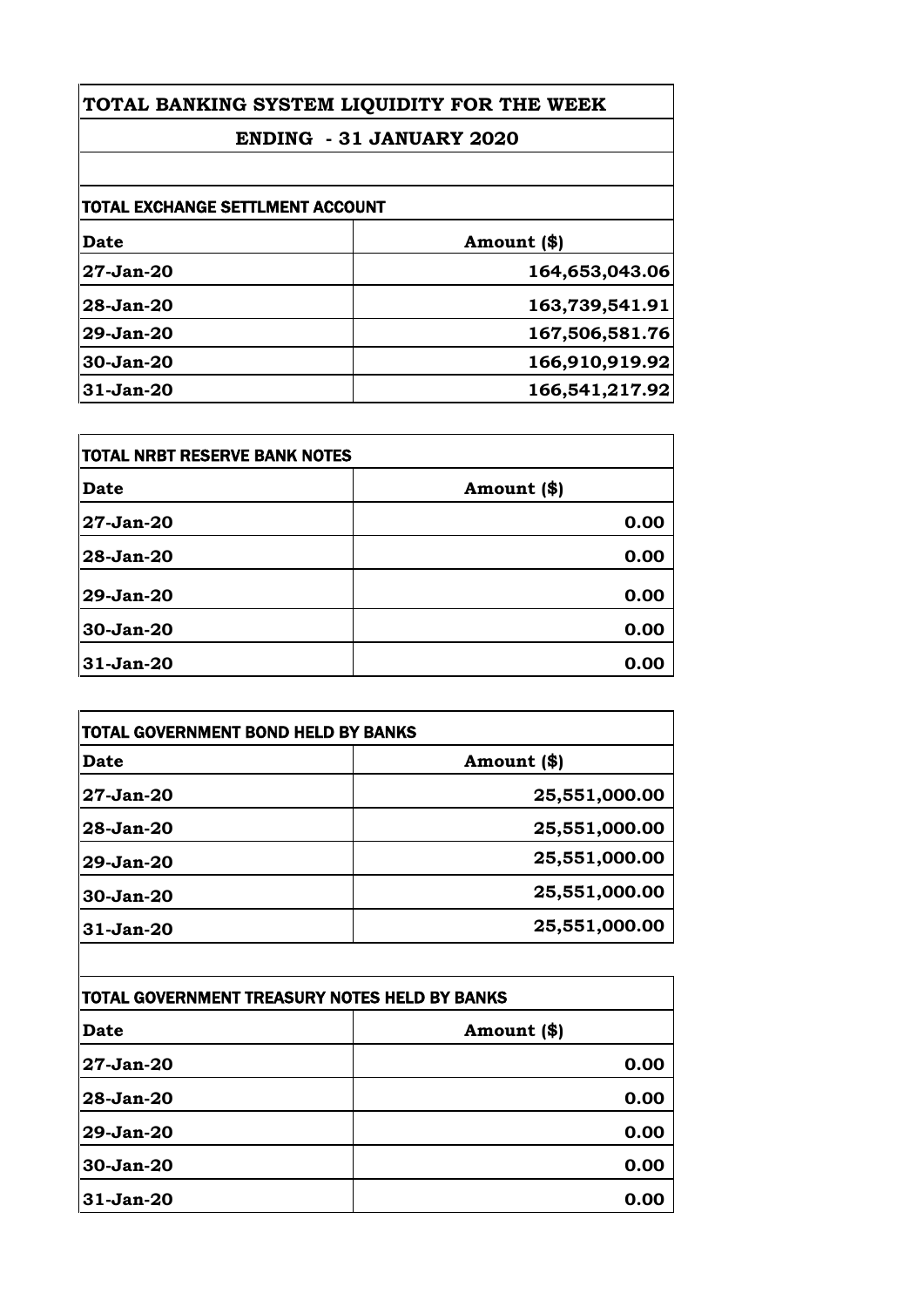# TOTAL BANKING SYSTEM LIQUIDITY FOR THE WEEK

## ENDING - 31 JANUARY 2020

### TOTAL EXCHANGE SETTLMENT ACCOUNT

| Date | Amount ($) |
|---|---|
| 27-Jan-20 | 164,653,043.06 |
| 28-Jan-20 | 163,739,541.91 |
| 29-Jan-20 | 167,506,581.76 |
| 30-Jan-20 | 166,910,919.92 |
| 31-Jan-20 | 166,541,217.92 |

### TOTAL NRBT RESERVE BANK NOTES

| Date | Amount ($) |
|---|---|
| 27-Jan-20 | 0.00 |
| 28-Jan-20 | 0.00 |
| 29-Jan-20 | 0.00 |
| 30-Jan-20 | 0.00 |
| 31-Jan-20 | 0.00 |

### TOTAL GOVERNMENT BOND HELD BY BANKS

| Date | Amount ($) |
|---|---|
| 27-Jan-20 | 25,551,000.00 |
| 28-Jan-20 | 25,551,000.00 |
| 29-Jan-20 | 25,551,000.00 |
| 30-Jan-20 | 25,551,000.00 |
| 31-Jan-20 | 25,551,000.00 |

### TOTAL GOVERNMENT TREASURY NOTES HELD BY BANKS

| Date | Amount ($) |
|---|---|
| 27-Jan-20 | 0.00 |
| 28-Jan-20 | 0.00 |
| 29-Jan-20 | 0.00 |
| 30-Jan-20 | 0.00 |
| 31-Jan-20 | 0.00 |